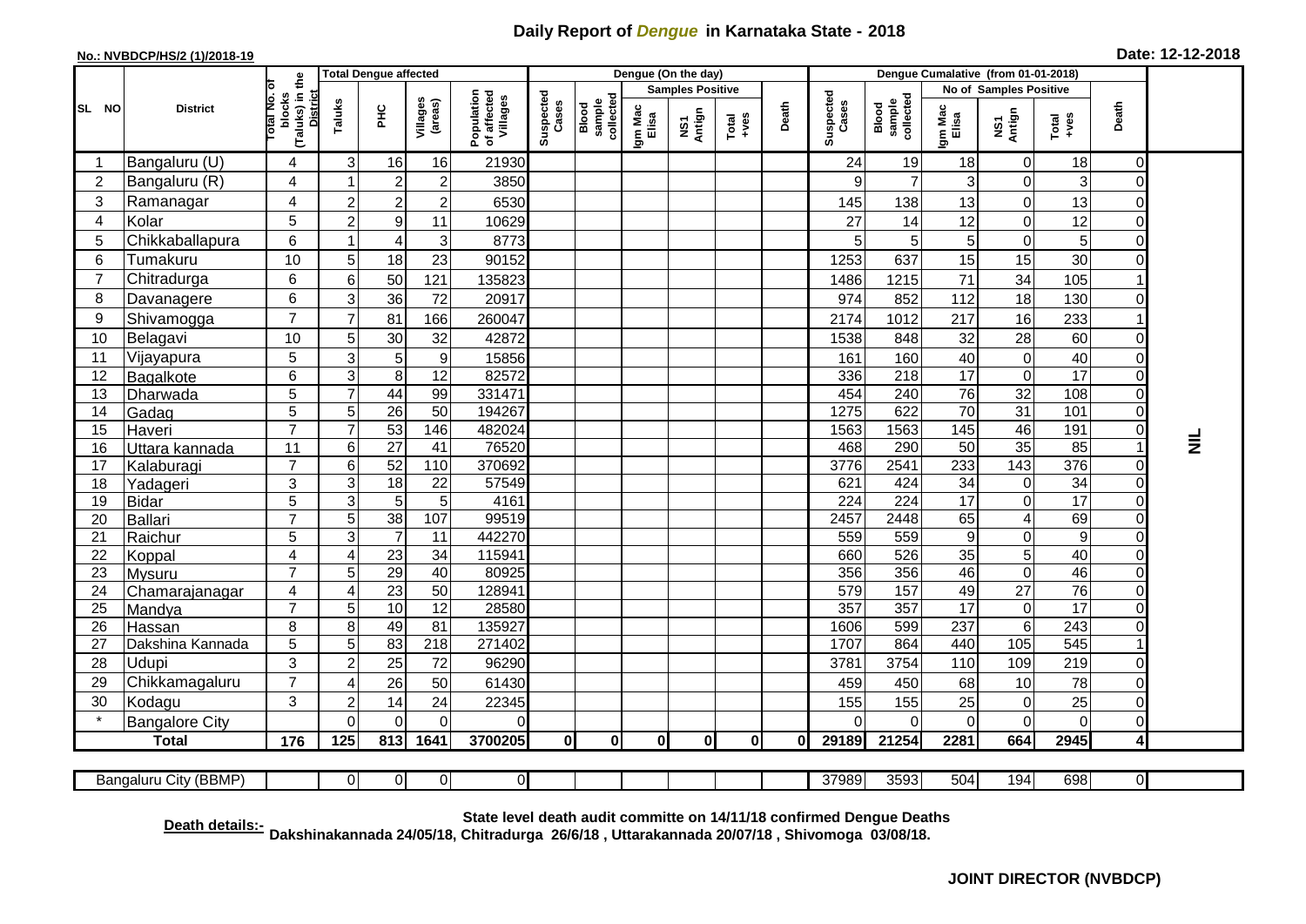# Daily Report of *Dengue* in Karnataka State - 2018

**No.: NVBDCP/HS/2 (1)/2018-19**

**Date: 12-12-2018**

| SL NO | District | Total No. of blocks (Taluks) in the District | Total Dengue affected | | | | Dengue (On the day) | | | | | | | Dengue Cumalative (from 01-01-2018) | | | | | | | |
|---|---|---|---|---|---|---|---|---|---|---|---|---|---|---|---|---|---|---|---|---|
| | | | Taluks | PHC | Villages (areas) | Population of affected Villages | Suspected Cases | Blood sample collected | Samples Positive | | | Death | Suspected Cases | Blood sample collected | No of Samples Positive | | | Death | |
| | | | | | | | | | Igm Mac Elisa | NS1 Antign | Total +ves | | | | Igm Mac Elisa | NS1 Antign | Total +ves | | |
| 1 | Bangaluru (U) | 4 | 3 | 16 | 16 | 21930 | | | | | | | 24 | 19 | 18 | 0 | 18 | 0 | NIL |
| 2 | Bangaluru (R) | 4 | 1 | 2 | 2 | 3850 | | | | | | | 9 | 7 | 3 | 0 | 3 | 0 | |
| 3 | Ramanagar | 4 | 2 | 2 | 2 | 6530 | | | | | | | 145 | 138 | 13 | 0 | 13 | 0 | |
| 4 | Kolar | 5 | 2 | 9 | 11 | 10629 | | | | | | | 27 | 14 | 12 | 0 | 12 | 0 | |
| 5 | Chikkaballapura | 6 | 1 | 4 | 3 | 8773 | | | | | | | 5 | 5 | 5 | 0 | 5 | 0 | |
| 6 | Tumakuru | 10 | 5 | 18 | 23 | 90152 | | | | | | | 1253 | 637 | 15 | 15 | 30 | 0 | |
| 7 | Chitradurga | 6 | 6 | 50 | 121 | 135823 | | | | | | | 1486 | 1215 | 71 | 34 | 105 | 1 | |
| 8 | Davanagere | 6 | 3 | 36 | 72 | 20917 | | | | | | | 974 | 852 | 112 | 18 | 130 | 0 | |
| 9 | Shivamogga | 7 | 7 | 81 | 166 | 260047 | | | | | | | 2174 | 1012 | 217 | 16 | 233 | 1 | |
| 10 | Belagavi | 10 | 5 | 30 | 32 | 42872 | | | | | | | 1538 | 848 | 32 | 28 | 60 | 0 | |
| 11 | Vijayapura | 5 | 3 | 5 | 9 | 15856 | | | | | | | 161 | 160 | 40 | 0 | 40 | 0 | |
| 12 | Bagalkote | 6 | 3 | 8 | 12 | 82572 | | | | | | | 336 | 218 | 17 | 0 | 17 | 0 | |
| 13 | Dharwada | 5 | 7 | 44 | 99 | 331471 | | | | | | | 454 | 240 | 76 | 32 | 108 | 0 | |
| 14 | Gadag | 5 | 5 | 26 | 50 | 194267 | | | | | | | 1275 | 622 | 70 | 31 | 101 | 0 | |
| 15 | Haveri | 7 | 7 | 53 | 146 | 482024 | | | | | | | 1563 | 1563 | 145 | 46 | 191 | 0 | |
| 16 | Uttara kannada | 11 | 6 | 27 | 41 | 76520 | | | | | | | 468 | 290 | 50 | 35 | 85 | 1 | |
| 17 | Kalaburagi | 7 | 6 | 52 | 110 | 370692 | | | | | | | 3776 | 2541 | 233 | 143 | 376 | 0 | |
| 18 | Yadageri | 3 | 3 | 18 | 22 | 57549 | | | | | | | 621 | 424 | 34 | 0 | 34 | 0 | |
| 19 | Bidar | 5 | 3 | 5 | 5 | 4161 | | | | | | | 224 | 224 | 17 | 0 | 17 | 0 | |
| 20 | Ballari | 7 | 5 | 38 | 107 | 99519 | | | | | | | 2457 | 2448 | 65 | 4 | 69 | 0 | |
| 21 | Raichur | 5 | 3 | 7 | 11 | 442270 | | | | | | | 559 | 559 | 9 | 0 | 9 | 0 | |
| 22 | Koppal | 4 | 4 | 23 | 34 | 115941 | | | | | | | 660 | 526 | 35 | 5 | 40 | 0 | |
| 23 | Mysuru | 7 | 5 | 29 | 40 | 80925 | | | | | | | 356 | 356 | 46 | 0 | 46 | 0 | |
| 24 | Chamarajanagar | 4 | 4 | 23 | 50 | 128941 | | | | | | | 579 | 157 | 49 | 27 | 76 | 0 | |
| 25 | Mandya | 7 | 5 | 10 | 12 | 28580 | | | | | | | 357 | 357 | 17 | 0 | 17 | 0 | |
| 26 | Hassan | 8 | 8 | 49 | 81 | 135927 | | | | | | | 1606 | 599 | 237 | 6 | 243 | 0 | |
| 27 | Dakshina Kannada | 5 | 5 | 83 | 218 | 271402 | | | | | | | 1707 | 864 | 440 | 105 | 545 | 1 | |
| 28 | Udupi | 3 | 2 | 25 | 72 | 96290 | | | | | | | 3781 | 3754 | 110 | 109 | 219 | 0 | |
| 29 | Chikkamagaluru | 7 | 4 | 26 | 50 | 61430 | | | | | | | 459 | 450 | 68 | 10 | 78 | 0 | |
| 30 | Kodagu | 3 | 2 | 14 | 24 | 22345 | | | | | | | 155 | 155 | 25 | 0 | 25 | 0 | |
| * | Bangalore City | | 0 | 0 | 0 | 0 | | | | | | | 0 | 0 | 0 | 0 | 0 | 0 | |
| **Total** | | **176** | **125** | **813** | **1641** | **3700205** | **0** | **0** | **0** | **0** | **0** | **0** | **29189** | **21254** | **2281** | **664** | **2945** | **4** | |

| Bangaluru City (BBMP) | | 0 | 0 | 0 | 0 | | | | | | | 37989 | 3593 | 504 | 194 | 698 | 0 | |
|---|---|---|---|---|---|---|---|---|---|---|---|---|---|---|---|---|---|---|

**Death details:-** **State level death audit committe on 14/11/18 confirmed Dengue Deaths Dakshinakannada 24/05/18, Chitradurga 26/6/18 , Uttarakannada 20/07/18 , Shivomoga 03/08/18.**

**JOINT DIRECTOR (NVBDCP)**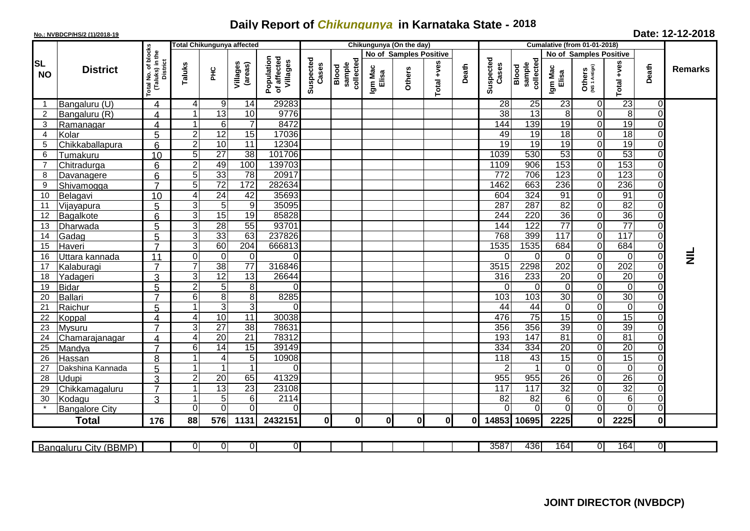# Daily Report of *Chikungunya* in Karnataka State - 2018

**No.: NVBDCP/HS/2 (1)/2018-19**

**Date: 12-12-2018**

| SL NO | District | Total No. of blocks (Taluks) in the District | Total Chikungunya affected | | | | Chikungunya (On the day) | | | | | | | Cumalative (from 01-01-2018) | | | | | | | Remarks |
|---|---|---|---|---|---|---|---|---|---|---|---|---|---|---|---|---|---|---|---|---|---|
| | | | | | | | | | No of Samples Positive | | | | | | | No of Samples Positive | | | | | |
| | | | Taluks | PHC | Villages (areas) | Population of affected Villages | Suspected Cases | Blood sample collected | Igm Mac Elisa | Others | Total +ves | Death | Suspected Cases | Blood sample collected | Igm Mac Elisa | Others (NS 1 Antign) | Total +ves | Death | |
| 1 | Bangaluru (U) | 4 | 4 | 9 | 14 | 29283 | | | | | | | 28 | 25 | 23 | 0 | 23 | 0 | NIL |
| 2 | Bangaluru (R) | 4 | 1 | 13 | 10 | 9776 | | | | | | | 38 | 13 | 8 | 0 | 8 | 0 | |
| 3 | Ramanagar | 4 | 1 | 6 | 7 | 8472 | | | | | | | 144 | 139 | 19 | 0 | 19 | 0 | |
| 4 | Kolar | 5 | 2 | 12 | 15 | 17036 | | | | | | | 49 | 19 | 18 | 0 | 18 | 0 | |
| 5 | Chikkaballapura | 6 | 2 | 10 | 11 | 12304 | | | | | | | 19 | 19 | 19 | 0 | 19 | 0 | |
| 6 | Tumakuru | 10 | 5 | 27 | 38 | 101706 | | | | | | | 1039 | 530 | 53 | 0 | 53 | 0 | |
| 7 | Chitradurga | 6 | 2 | 49 | 100 | 139703 | | | | | | | 1109 | 906 | 153 | 0 | 153 | 0 | |
| 8 | Davanagere | 6 | 5 | 33 | 78 | 20917 | | | | | | | 772 | 706 | 123 | 0 | 123 | 0 | |
| 9 | Shivamogga | 7 | 5 | 72 | 172 | 282634 | | | | | | | 1462 | 663 | 236 | 0 | 236 | 0 | |
| 10 | Belagavi | 10 | 4 | 24 | 42 | 35693 | | | | | | | 604 | 324 | 91 | 0 | 91 | 0 | |
| 11 | Vijayapura | 5 | 3 | 5 | 9 | 35095 | | | | | | | 287 | 287 | 82 | 0 | 82 | 0 | |
| 12 | Bagalkote | 6 | 3 | 15 | 19 | 85828 | | | | | | | 244 | 220 | 36 | 0 | 36 | 0 | |
| 13 | Dharwada | 5 | 3 | 28 | 55 | 93701 | | | | | | | 144 | 122 | 77 | 0 | 77 | 0 | |
| 14 | Gadag | 5 | 3 | 33 | 63 | 237826 | | | | | | | 768 | 399 | 117 | 0 | 117 | 0 | |
| 15 | Haveri | 7 | 3 | 60 | 204 | 666813 | | | | | | | 1535 | 1535 | 684 | 0 | 684 | 0 | |
| 16 | Uttara kannada | 11 | 0 | 0 | 0 | 0 | | | | | | | 0 | 0 | 0 | 0 | 0 | 0 | |
| 17 | Kalaburagi | 7 | 7 | 38 | 77 | 316846 | | | | | | | 3515 | 2298 | 202 | 0 | 202 | 0 | |
| 18 | Yadageri | 3 | 3 | 12 | 13 | 26644 | | | | | | | 316 | 233 | 20 | 0 | 20 | 0 | |
| 19 | Bidar | 5 | 2 | 5 | 8 | 0 | | | | | | | 0 | 0 | 0 | 0 | 0 | 0 | |
| 20 | Ballari | 7 | 6 | 8 | 8 | 8285 | | | | | | | 103 | 103 | 30 | 0 | 30 | 0 | |
| 21 | Raichur | 5 | 1 | 3 | 3 | 0 | | | | | | | 44 | 44 | 0 | 0 | 0 | 0 | |
| 22 | Koppal | 4 | 4 | 10 | 11 | 30038 | | | | | | | 476 | 75 | 15 | 0 | 15 | 0 | |
| 23 | Mysuru | 7 | 3 | 27 | 38 | 78631 | | | | | | | 356 | 356 | 39 | 0 | 39 | 0 | |
| 24 | Chamarajanagar | 4 | 4 | 20 | 21 | 78312 | | | | | | | 193 | 147 | 81 | 0 | 81 | 0 | |
| 25 | Mandya | 7 | 6 | 14 | 15 | 39149 | | | | | | | 334 | 334 | 20 | 0 | 20 | 0 | |
| 26 | Hassan | 8 | 1 | 4 | 5 | 10908 | | | | | | | 118 | 43 | 15 | 0 | 15 | 0 | |
| 27 | Dakshina Kannada | 5 | 1 | 1 | 1 | 0 | | | | | | | 2 | 1 | 0 | 0 | 0 | 0 | |
| 28 | Udupi | 3 | 2 | 20 | 65 | 41329 | | | | | | | 955 | 955 | 26 | 0 | 26 | 0 | |
| 29 | Chikkamagaluru | 7 | 1 | 13 | 23 | 23108 | | | | | | | 117 | 117 | 32 | 0 | 32 | 0 | |
| 30 | Kodagu | 3 | 1 | 5 | 6 | 2114 | | | | | | | 82 | 82 | 6 | 0 | 6 | 0 | |
| * | Bangalore City | | 0 | 0 | 0 | 0 | | | | | | | 0 | 0 | 0 | 0 | 0 | 0 | |
| **Total** | | **176** | **88** | **576** | **1131** | **2432151** | **0** | **0** | **0** | **0** | **0** | **0** | **14853** | **10695** | **2225** | **0** | **2225** | **0** | |

| | | | | | | | | | | | | | | | | | | | |
|---|---|---|---|---|---|---|---|---|---|---|---|---|---|---|---|---|---|---|---|
| Bangaluru City (BBMP) | | 0 | 0 | 0 | 0 | | | | | | | 3587 | 436 | 164 | 0 | 164 | 0 | |

**JOINT DIRECTOR (NVBDCP)**